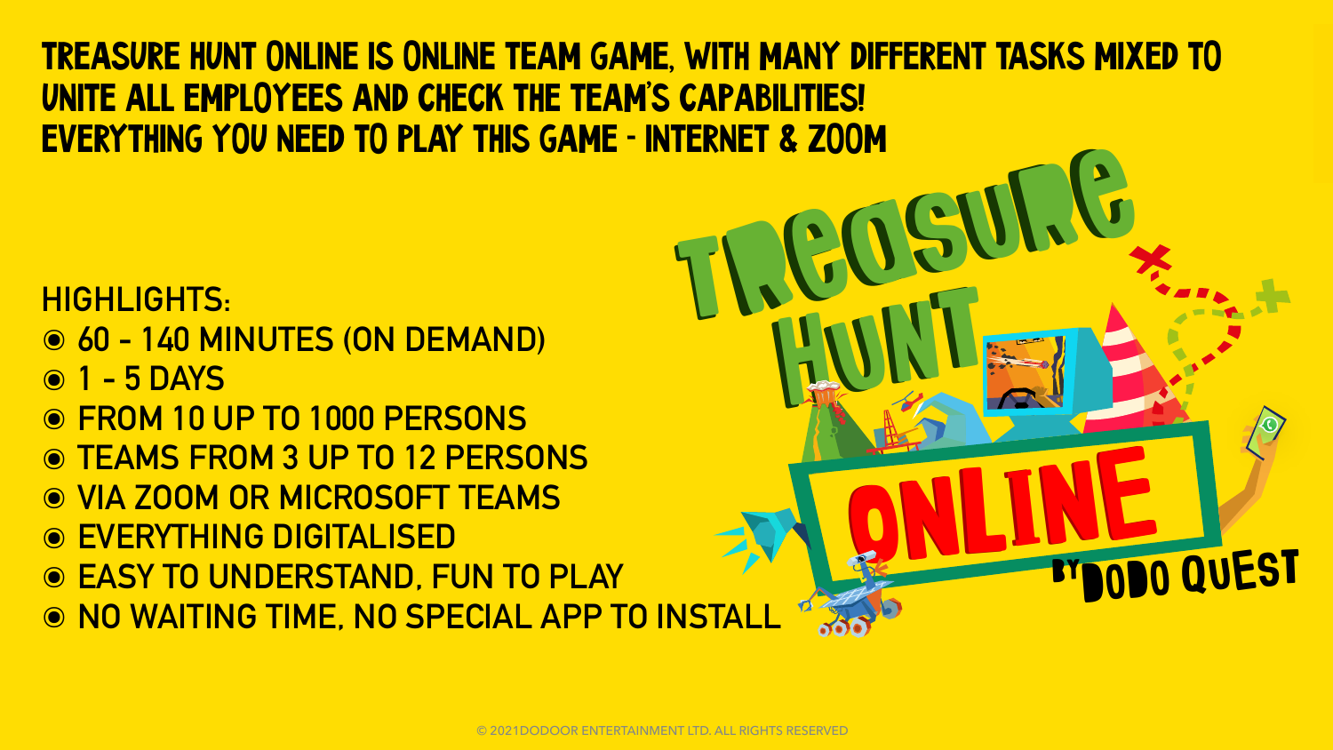TREASURE HUNT ONLINE IS ONLINE TEAM GAME, WITH MANY DIFFERENT TASKS MIXED TO UNITE ALL EMPLOYEES AND CHECK THE TEAM'S CAPABILITIES!
EVERYTHING YOU NEED TO PLAY THIS GAME - INTERNET & ZOOM

# Treasure Hunt ONLINE

BY DODO QUEST

HIGHLIGHTS:

- 60 - 140 MINUTES (ON DEMAND)
- 1 - 5 DAYS
- FROM 10 UP TO 1000 PERSONS
- TEAMS FROM 3 UP TO 12 PERSONS
- VIA ZOOM OR MICROSOFT TEAMS
- EVERYTHING DIGITALISED
- EASY TO UNDERSTAND, FUN TO PLAY
- NO WAITING TIME, NO SPECIAL APP TO INSTALL

© 2021DODOOR ENTERTAINMENT LTD. ALL RIGHTS RESERVED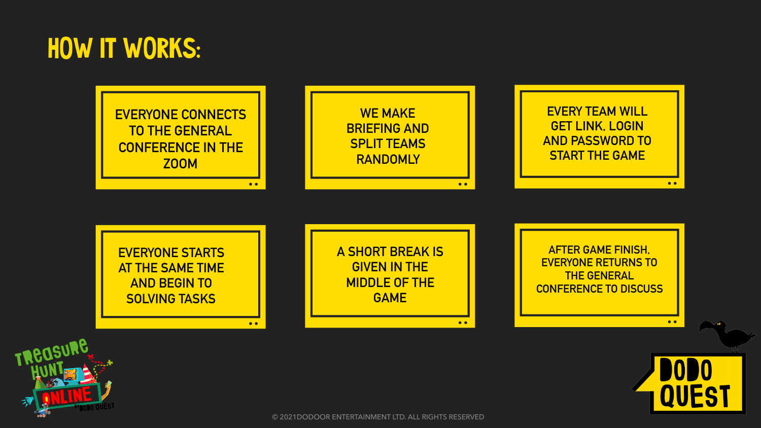# HOW IT WORKS:

- EVERYONE CONNECTS TO THE GENERAL CONFERENCE IN THE ZOOM
- WE MAKE BRIEFING AND SPLIT TEAMS RANDOMLY
- EVERY TEAM WILL GET LINK, LOGIN AND PASSWORD TO START THE GAME
- EVERYONE STARTS AT THE SAME TIME AND BEGIN TO SOLVING TASKS
- A SHORT BREAK IS GIVEN IN THE MIDDLE OF THE GAME
- AFTER GAME FINISH, EVERYONE RETURNS TO THE GENERAL CONFERENCE TO DISCUSS

TREASURE HUNT ONLINE BY DODO QUEST

DODO QUEST

© 2021DODOOR ENTERTAINMENT LTD. ALL RIGHTS RESERVED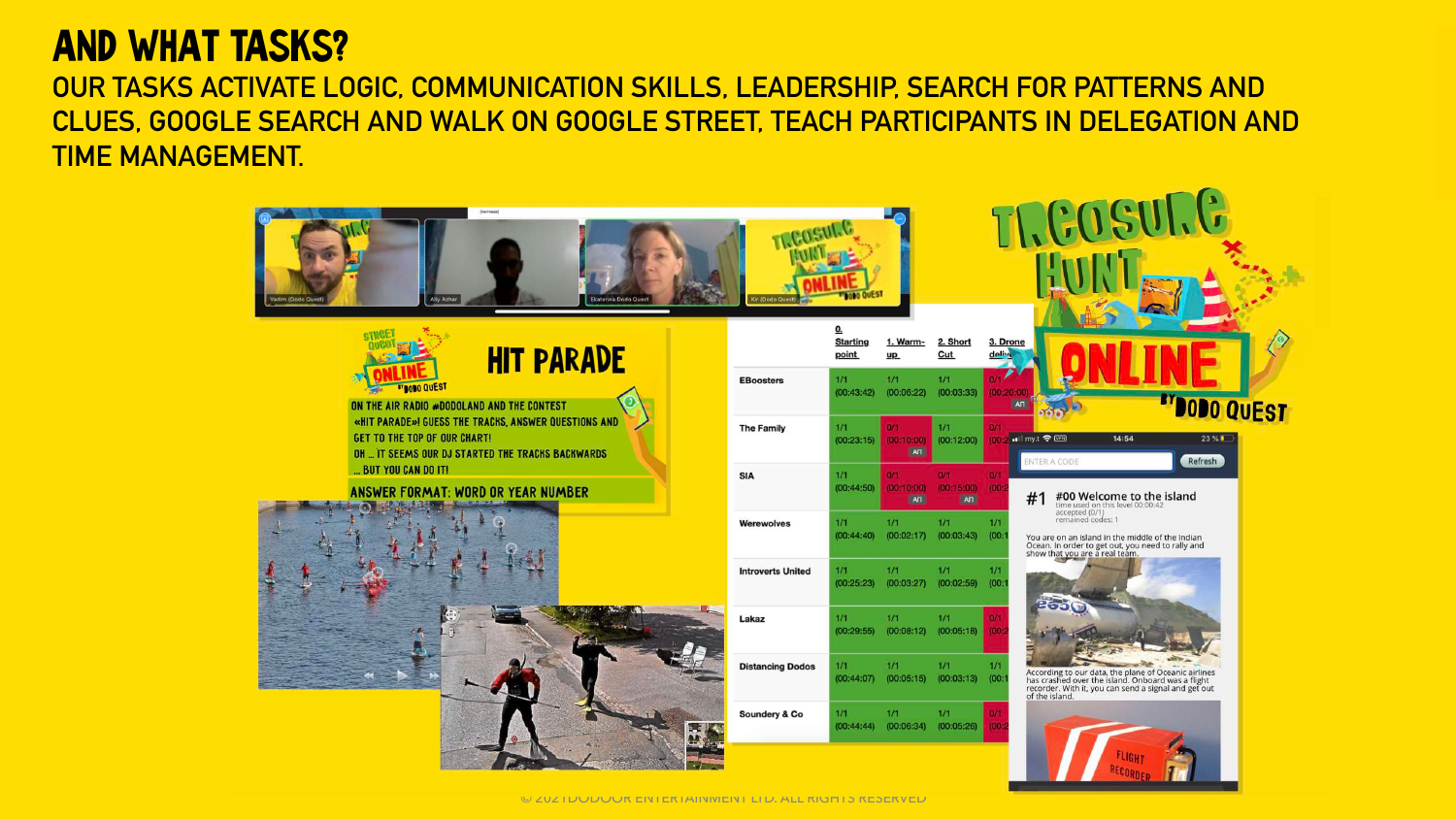# AND WHAT TASKS?

OUR TASKS ACTIVATE LOGIC, COMMUNICATION SKILLS, LEADERSHIP, SEARCH FOR PATTERNS AND CLUES, GOOGLE SEARCH AND WALK ON GOOGLE STREET, TEACH PARTICIPANTS IN DELEGATION AND TIME MANAGEMENT.

## HIT PARADE

ON THE AIR RADIO #DODOLAND AND THE CONTEST «HIT PARADE»! GUESS THE TRACKS, ANSWER QUESTIONS AND GET TO THE TOP OF OUR CHART!

OH ... IT SEEMS OUR DJ STARTED THE TRACKS BACKWARDS ... BUT YOU CAN DO IT!

ANSWER FORMAT: WORD OR YEAR NUMBER

| | 0. Starting point | 1. Warm-up | 2. Short Cut | 3. Drone deliv... |
|---|---|---|---|---|
| EBoosters | 1/1 (00:43:42) | 1/1 (00:06:22) | 1/1 (00:03:33) | 0/1 (00:20:00) АП |
| The Family | 1/1 (00:23:15) | 0/1 (00:10:00) АП | 1/1 (00:12:00) | 0/1 (00:2... |
| SIA | 1/1 (00:44:50) | 0/1 (00:10:00) АП | 0/1 (00:15:00) АП | 0/1 (00:2... |
| Werewolves | 1/1 (00:44:40) | 1/1 (00:02:17) | 1/1 (00:03:43) | 1/1 (00:1... |
| Introverts United | 1/1 (00:25:23) | 1/1 (00:03:27) | 1/1 (00:02:59) | 1/1 (00:1... |
| Lakaz | 1/1 (00:29:55) | 1/1 (00:08:12) | 1/1 (00:05:18) | 0/1 (00:2... |
| Distancing Dodos | 1/1 (00:44:07) | 1/1 (00:05:15) | 1/1 (00:03:13) | 1/1 (00:1... |
| Soundery & Co | 1/1 (00:44:44) | 1/1 (00:06:34) | 1/1 (00:05:26) | 0/1 (00:2... |

#1 #00 Welcome to the island

time used on this level 00:00:42
accepted (0/1)
remained codes: 1

You are on an island in the middle of the Indian Ocean. In order to get out, you need to rally and show that you are a real team.

According to our data, the plane of Oceanic airlines has crashed over the island. Onboard was a flight recorder. With it, you can send a signal and get out of the island.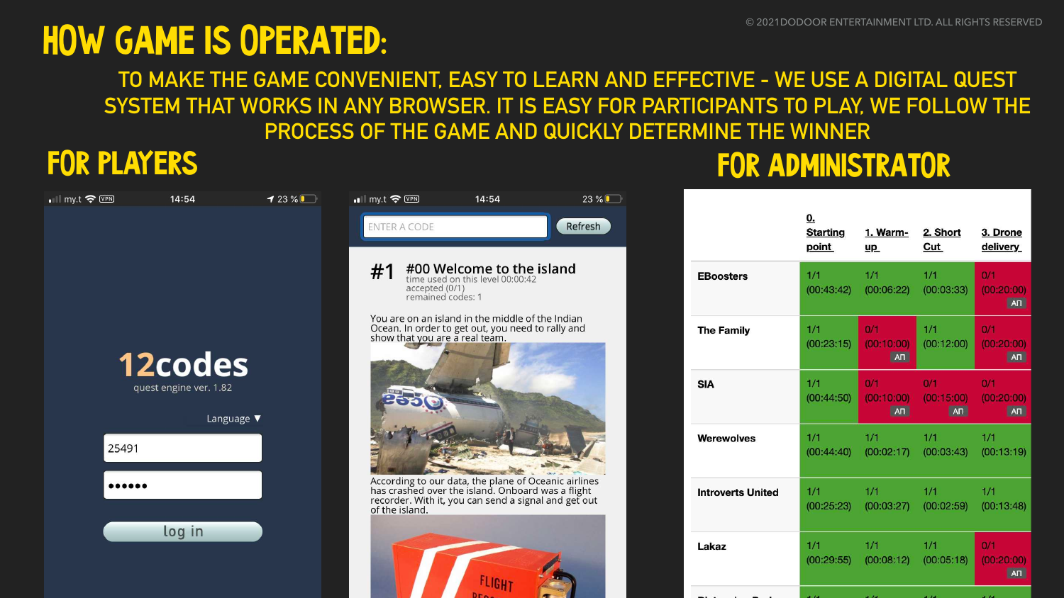# HOW GAME IS OPERATED:

TO MAKE THE GAME CONVENIENT, EASY TO LEARN AND EFFECTIVE - WE USE A DIGITAL QUEST SYSTEM THAT WORKS IN ANY BROWSER. IT IS EASY FOR PARTICIPANTS TO PLAY, WE FOLLOW THE PROCESS OF THE GAME AND QUICKLY DETERMINE THE WINNER

## FOR PLAYERS

my.t 14:54 23 %

**12codes**
quest engine ver. 1.82

Language ▼

25491

••••••

log in

my.t 14:54 23 %

ENTER A CODE | Refresh

**#1 #00 Welcome to the island**
time used on this level 00:00:42
accepted (0/1)
remained codes: 1

You are on an island in the middle of the Indian Ocean. In order to get out, you need to rally and show that you are a real team.

According to our data, the plane of Oceanic airlines has crashed over the island. Onboard was a flight recorder. With it, you can send a signal and get out of the island.

## FOR ADMINISTRATOR

| | 0. Starting point | 1. Warm-up | 2. Short Cut | 3. Drone delivery |
|---|---|---|---|---|
| EBoosters | 1/1 (00:43:42) | 1/1 (00:06:22) | 1/1 (00:03:33) | 0/1 (00:20:00) АП |
| The Family | 1/1 (00:23:15) | 0/1 (00:10:00) АП | 1/1 (00:12:00) | 0/1 (00:20:00) АП |
| SIA | 1/1 (00:44:50) | 0/1 (00:10:00) АП | 0/1 (00:15:00) АП | 0/1 (00:20:00) АП |
| Werewolves | 1/1 (00:44:40) | 1/1 (00:02:17) | 1/1 (00:03:43) | 1/1 (00:13:19) |
| Introverts United | 1/1 (00:25:23) | 1/1 (00:03:27) | 1/1 (00:02:59) | 1/1 (00:13:48) |
| Lakaz | 1/1 (00:29:55) | 1/1 (00:08:12) | 1/1 (00:05:18) | 0/1 (00:20:00) АП |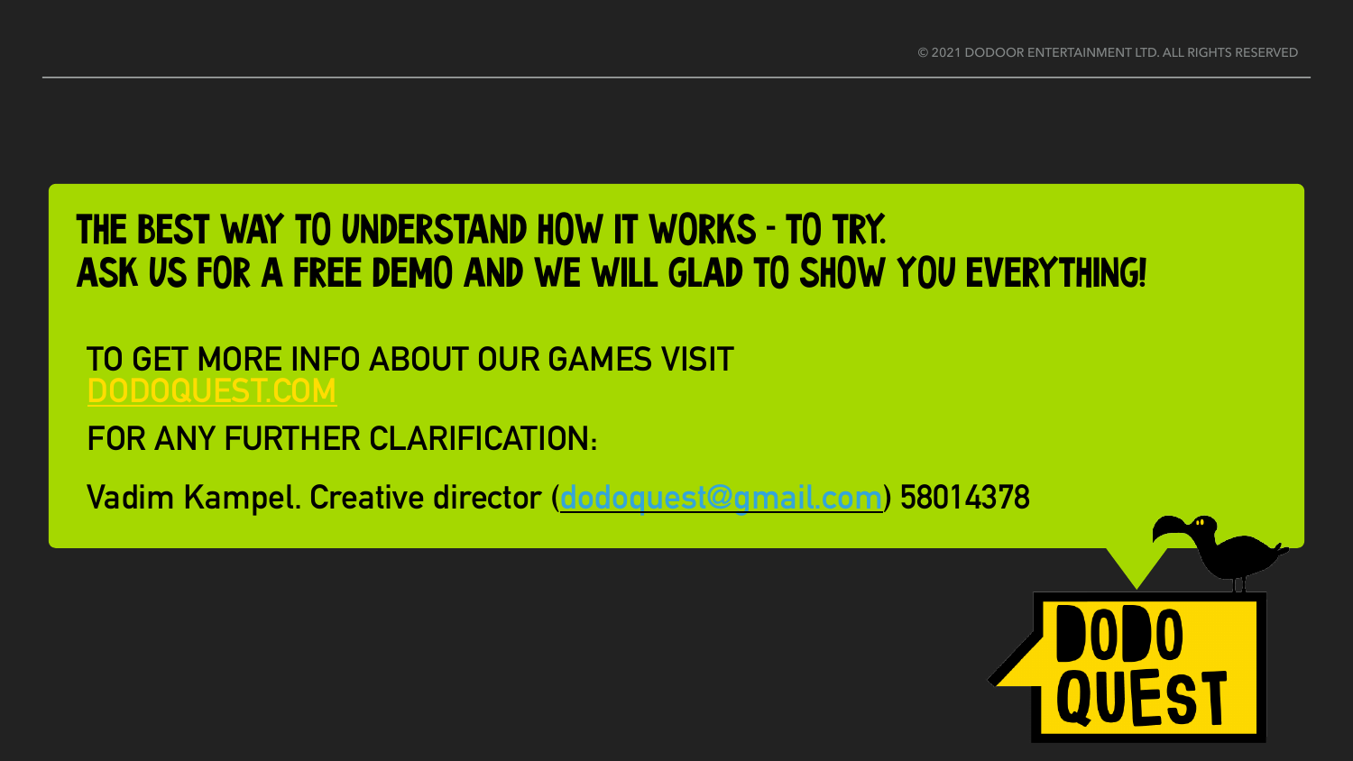**THE BEST WAY TO UNDERSTAND HOW IT WORKS - TO TRY.**
**ASK US FOR A FREE DEMO AND WE WILL GLAD TO SHOW YOU EVERYTHING!**

TO GET MORE INFO ABOUT OUR GAMES VISIT DODOQUEST.COM

FOR ANY FURTHER CLARIFICATION:

Vadim Kampel. Creative director (dodoquest@gmail.com) 58014378

DODO QUEST